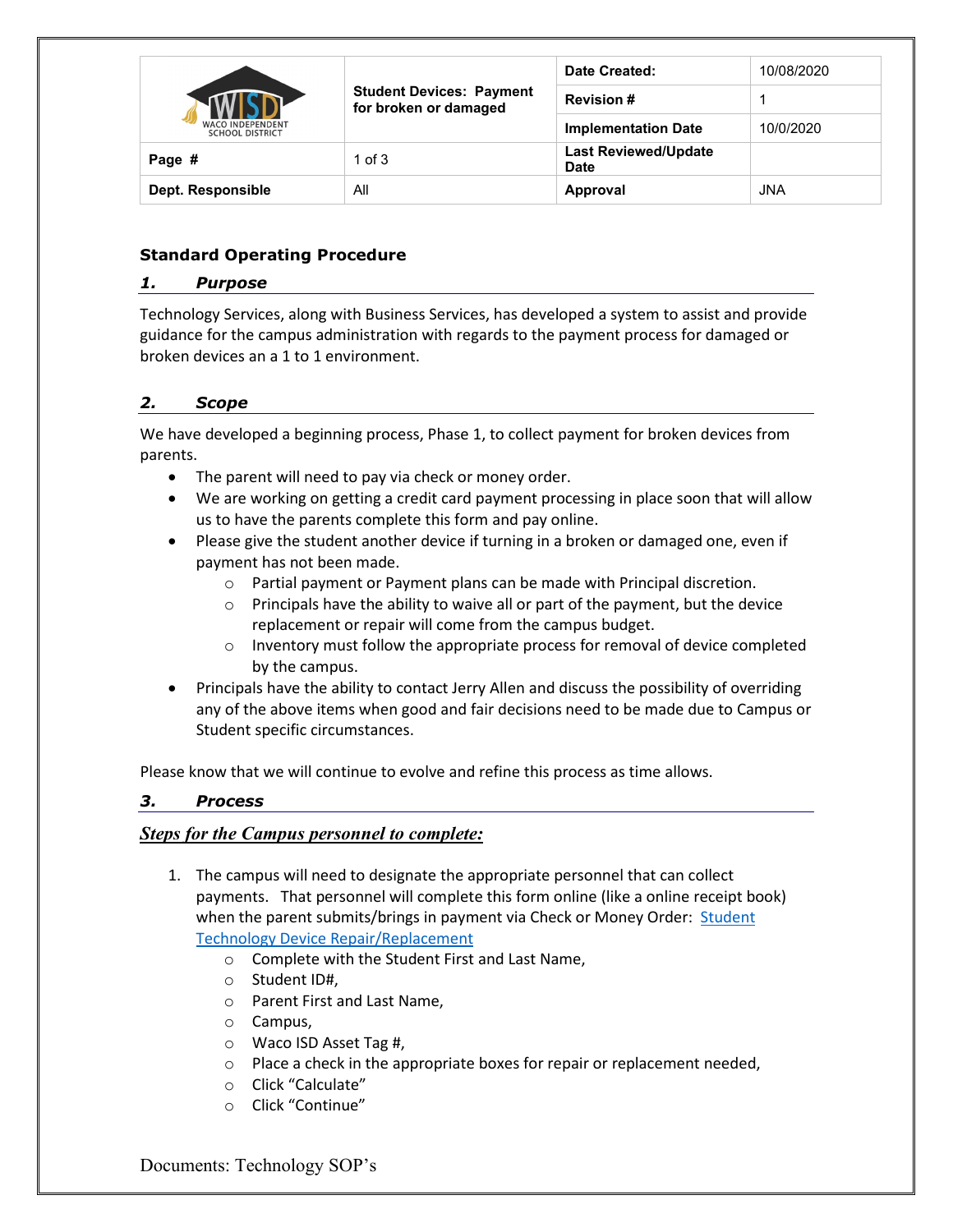| WACO INDEPENDENT SCHOOL DISTRICT | Student Devices: Payment for broken or damaged | Date Created: | 10/08/2020 |
|---|---|---|---|
| | | Revision # | 1 |
| | | Implementation Date | 10/0/2020 |
| Page # | 1 of 3 | Last Reviewed/Update Date | |
| Dept. Responsible | All | Approval | JNA |

## Standard Operating Procedure

### *1. Purpose*

Technology Services, along with Business Services, has developed a system to assist and provide guidance for the campus administration with regards to the payment process for damaged or broken devices an a 1 to 1 environment.

### *2. Scope*

We have developed a beginning process, Phase 1, to collect payment for broken devices from parents.

- The parent will need to pay via check or money order.
- We are working on getting a credit card payment processing in place soon that will allow us to have the parents complete this form and pay online.
- Please give the student another device if turning in a broken or damaged one, even if payment has not been made.
  - Partial payment or Payment plans can be made with Principal discretion.
  - Principals have the ability to waive all or part of the payment, but the device replacement or repair will come from the campus budget.
  - Inventory must follow the appropriate process for removal of device completed by the campus.
- Principals have the ability to contact Jerry Allen and discuss the possibility of overriding any of the above items when good and fair decisions need to be made due to Campus or Student specific circumstances.

Please know that we will continue to evolve and refine this process as time allows.

### *3. Process*

***Steps for the Campus personnel to complete:***

1. The campus will need to designate the appropriate personnel that can collect payments. That personnel will complete this form online (like a online receipt book) when the parent submits/brings in payment via Check or Money Order: Student Technology Device Repair/Replacement
   - Complete with the Student First and Last Name,
   - Student ID#,
   - Parent First and Last Name,
   - Campus,
   - Waco ISD Asset Tag #,
   - Place a check in the appropriate boxes for repair or replacement needed,
   - Click "Calculate"
   - Click "Continue"

Documents: Technology SOP's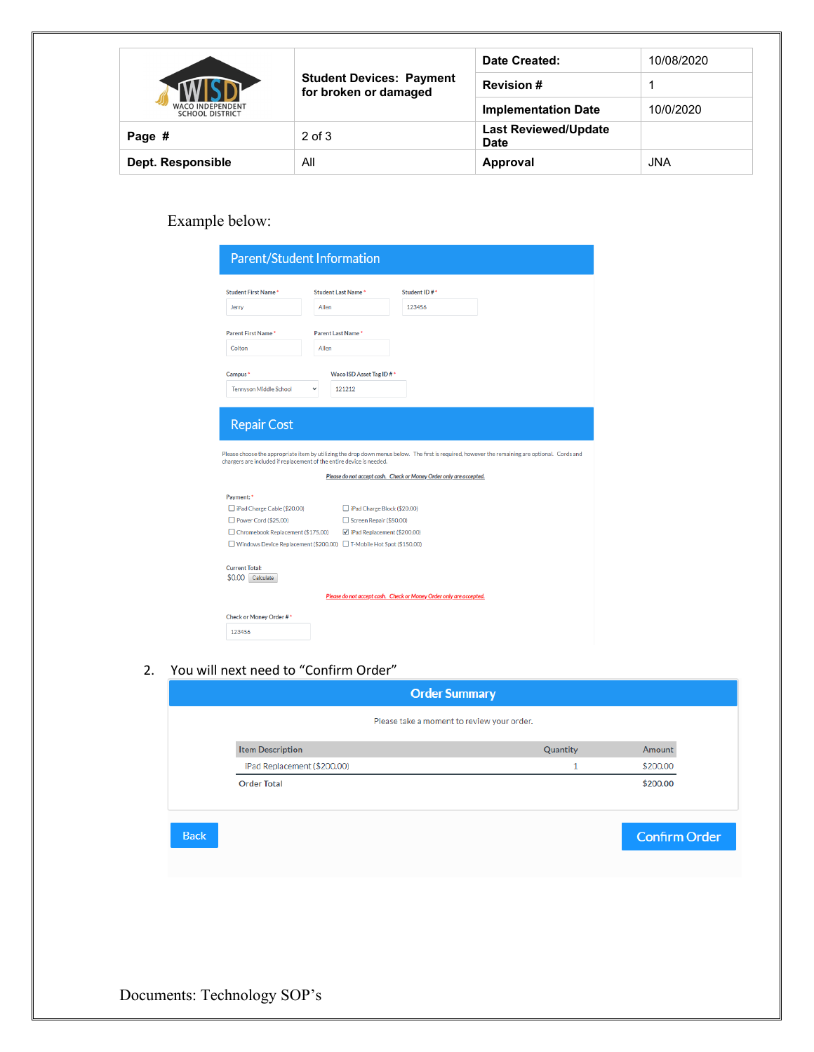| WACO INDEPENDENT SCHOOL DISTRICT | Student Devices: Payment for broken or damaged | Date Created: | 10/08/2020 |
|---|---|---|---|
| | | Revision # | 1 |
| | | Implementation Date | 10/0/2020 |
| Page # | 2 of 3 | Last Reviewed/Update Date | |
| Dept. Responsible | All | Approval | JNA |

Example below:

## Parent/Student Information

Student First Name * Jerry

Student Last Name * Allen

Student ID # * 123456

Parent First Name * Colton

Parent Last Name * Allen

Campus * Tennyson Middle School

Waco ISD Asset Tag ID # * 121212

## Repair Cost

Please choose the appropriate item by utilizing the drop down menus below. The first is required, however the remaining are optional. Cords and chargers are included if replacement of the entire device is needed.

*Please do not accept cash. Check or Money Order only are accepted.*

Payment: *

- [ ] iPad Charge Cable ($20.00)
- [ ] iPad Charge Block ($20.00)
- [ ] Power Cord ($25.00)
- [ ] Screen Repair ($50.00)
- [ ] Chromebook Replacement ($175.00)
- [x] iPad Replacement ($200.00)
- [ ] Windows Device Replacement ($200.00)
- [ ] T-Mobile Hot Spot ($150.00)

Current Total:
$0.00 Calculate

*Please do not accept cash. Check or Money Order only are accepted.*

Check or Money Order # * 123456

2. You will next need to "Confirm Order"

## Order Summary

Please take a moment to review your order.

| Item Description | Quantity | Amount |
|---|---|---|
| iPad Replacement ($200.00) | 1 | $200.00 |
| Order Total | | $200.00 |

Back Confirm Order

Documents: Technology SOP's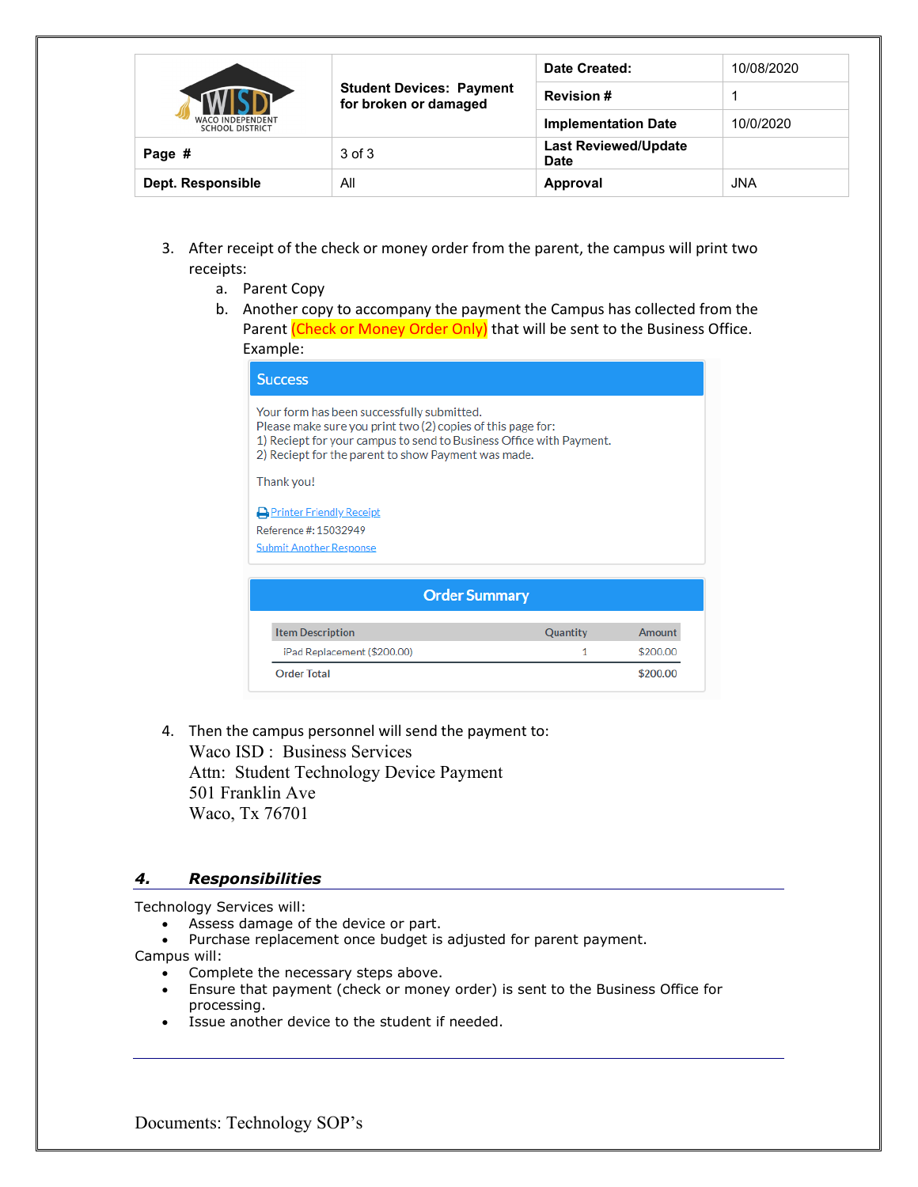3. After receipt of the check or money order from the parent, the campus will print two receipts:
   a. Parent Copy
   b. Another copy to accompany the payment the Campus has collected from the Parent (Check or Money Order Only) that will be sent to the Business Office. Example:

**Success**

Your form has been successfully submitted.
Please make sure you print two (2) copies of this page for:
1) Reciept for your campus to send to Business Office with Payment.
2) Reciept for the parent to show Payment was made.

Thank you!

Printer Friendly Receipt
Reference #: 15032949
Submit Another Response

**Order Summary**

| Item Description | Quantity | Amount |
|---|---|---|
| iPad Replacement ($200.00) | 1 | $200.00 |
| Order Total | | $200.00 |

4. Then the campus personnel will send the payment to:
   Waco ISD : Business Services
   Attn: Student Technology Device Payment
   501 Franklin Ave
   Waco, Tx 76701

## *4. Responsibilities*

Technology Services will:

- Assess damage of the device or part.
- Purchase replacement once budget is adjusted for parent payment.

Campus will:

- Complete the necessary steps above.
- Ensure that payment (check or money order) is sent to the Business Office for processing.
- Issue another device to the student if needed.